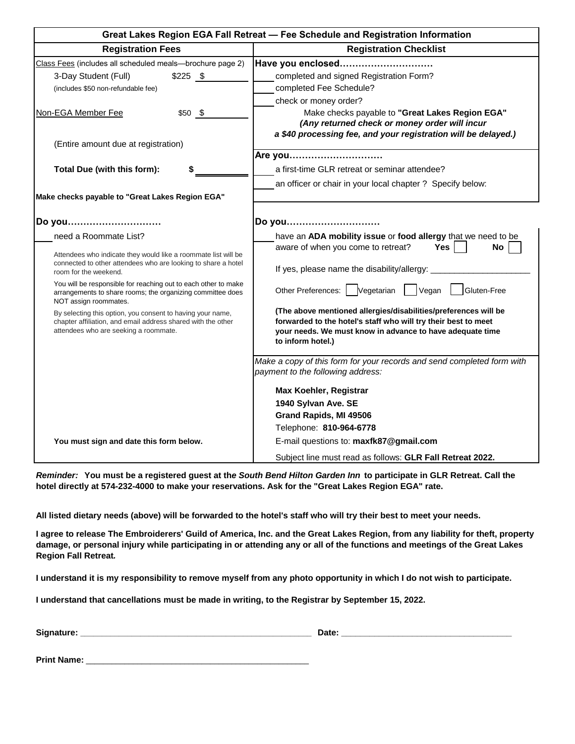## Great Lakes Region EGA Fall Retreat — Fee Schedule and Registration Information

| Registration Fees | Registration Checklist |
|---|---|
| Class Fees (includes all scheduled meals—brochure page 2) | **Have you enclosed…………………………** |
| 3-Day Student (Full) $225 $ ________ | ____ completed and signed Registration Form? |
| (includes $50 non-refundable fee) | ____ completed Fee Schedule? |
| | ____ check or money order? |
| Non-EGA Member Fee $50 $ ________ | Make checks payable to **"Great Lakes Region EGA"** ***(Any returned check or money order will incur a $40 processing fee, and your registration will be delayed.)*** |
| (Entire amount due at registration) | |
| | **Are you…………………………** |
| **Total Due (with this form): $ ________** | ____ a first-time GLR retreat or seminar attendee? |
| | ____ an officer or chair in your local chapter ? Specify below: |
| **Make checks payable to "Great Lakes Region EGA"** | |

| | |
|---|---|
| **Do you…………………………** | **Do you…………………………** |
| ____ need a Roommate List? | ____ have an **ADA mobility issue** or **food allergy** that we need to be aware of when you come to retreat? **Yes** ☐ **No** ☐ |
| Attendees who indicate they would like a roommate list will be connected to other attendees who are looking to share a hotel room for the weekend. | If yes, please name the disability/allergy: ____________________ |
| You will be responsible for reaching out to each other to make arrangements to share rooms; the organizing committee does NOT assign roommates. | Other Preferences: ☐ Vegetarian ☐ Vegan ☐ Gluten-Free |
| By selecting this option, you consent to having your name, chapter affiliation, and email address shared with the other attendees who are seeking a roommate. | **(The above mentioned allergies/disabilities/preferences will be forwarded to the hotel's staff who will try their best to meet your needs. We must know in advance to have adequate time to inform hotel.)** |
| | *Make a copy of this form for your records and send completed form with payment to the following address:* |
| | **Max Koehler, Registrar** |
| | **1940 Sylvan Ave. SE** |
| | **Grand Rapids, MI 49506** |
| | Telephone: **810-964-6778** |
| **You must sign and date this form below.** | E-mail questions to: **maxfk87@gmail.com** |
| | Subject line must read as follows: **GLR Fall Retreat 2022.** |

***Reminder:*** **You must be a registered guest at th*e South Bend Hilton Garden Inn* to participate in GLR Retreat. Call the hotel directly at 574-232-4000 to make your reservations. Ask for the "Great Lakes Region EGA" rate.**

**All listed dietary needs (above) will be forwarded to the hotel's staff who will try their best to meet your needs.**

**I agree to release The Embroiderers' Guild of America, Inc. and the Great Lakes Region, from any liability for theft, property damage, or personal injury while participating in or attending any or all of the functions and meetings of the Great Lakes Region Fall Retreat.**

**I understand it is my responsibility to remove myself from any photo opportunity in which I do not wish to participate.**

**I understand that cancellations must be made in writing, to the Registrar by September 15, 2022.**

**Signature:** ________________________________________ **Date:** ______________________________

**Print Name:** ________________________________________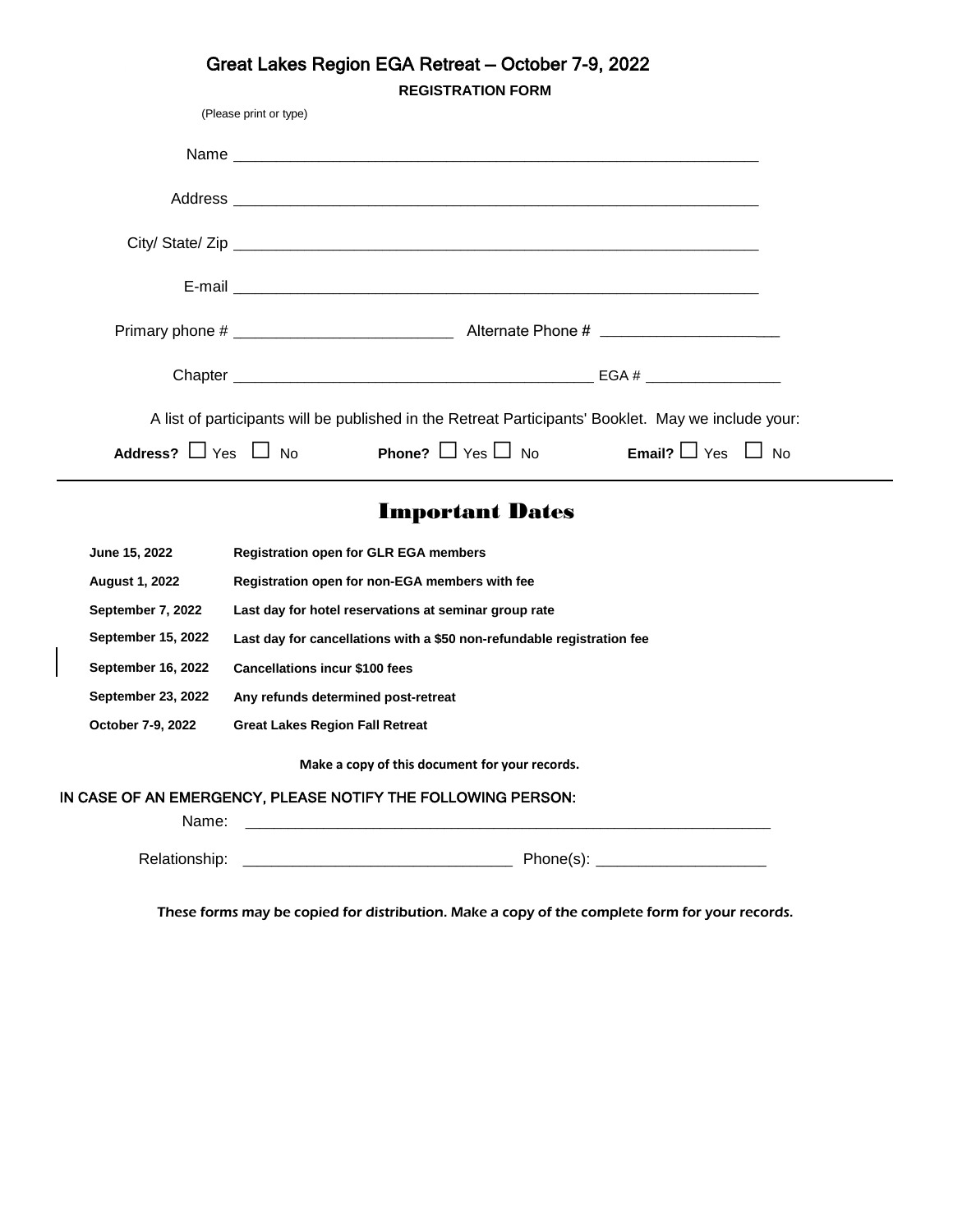# Great Lakes Region EGA Retreat – October 7-9, 2022

**REGISTRATION FORM**

(Please print or type)

Name ______________________________________________________________

Address ______________________________________________________________

City/ State/ Zip ______________________________________________________________

E-mail ______________________________________________________________

Primary phone # _________________________ Alternate Phone # _______________________

Chapter __________________________________________ EGA # ________________

A list of participants will be published in the Retreat Participants' Booklet. May we include your:

**Address?** ☐ Yes ☐ No **Phone?** ☐ Yes ☐ No **Email?** ☐ Yes ☐ No

---

## Important Dates

| | |
|---|---|
| **June 15, 2022** | **Registration open for GLR EGA members** |
| **August 1, 2022** | **Registration open for non-EGA members with fee** |
| **September 7, 2022** | **Last day for hotel reservations at seminar group rate** |
| **September 15, 2022** | **Last day for cancellations with a $50 non-refundable registration fee** |
| **September 16, 2022** | **Cancellations incur $100 fees** |
| **September 23, 2022** | **Any refunds determined post-retreat** |
| **October 7-9, 2022** | **Great Lakes Region Fall Retreat** |

**Make a copy of this document for your records.**

IN CASE OF AN EMERGENCY, PLEASE NOTIFY THE FOLLOWING PERSON:

Name: ______________________________________________________________

Relationship: _______________________________ Phone(s): ____________________

*These forms may be copied for distribution. Make a copy of the complete form for your records.*